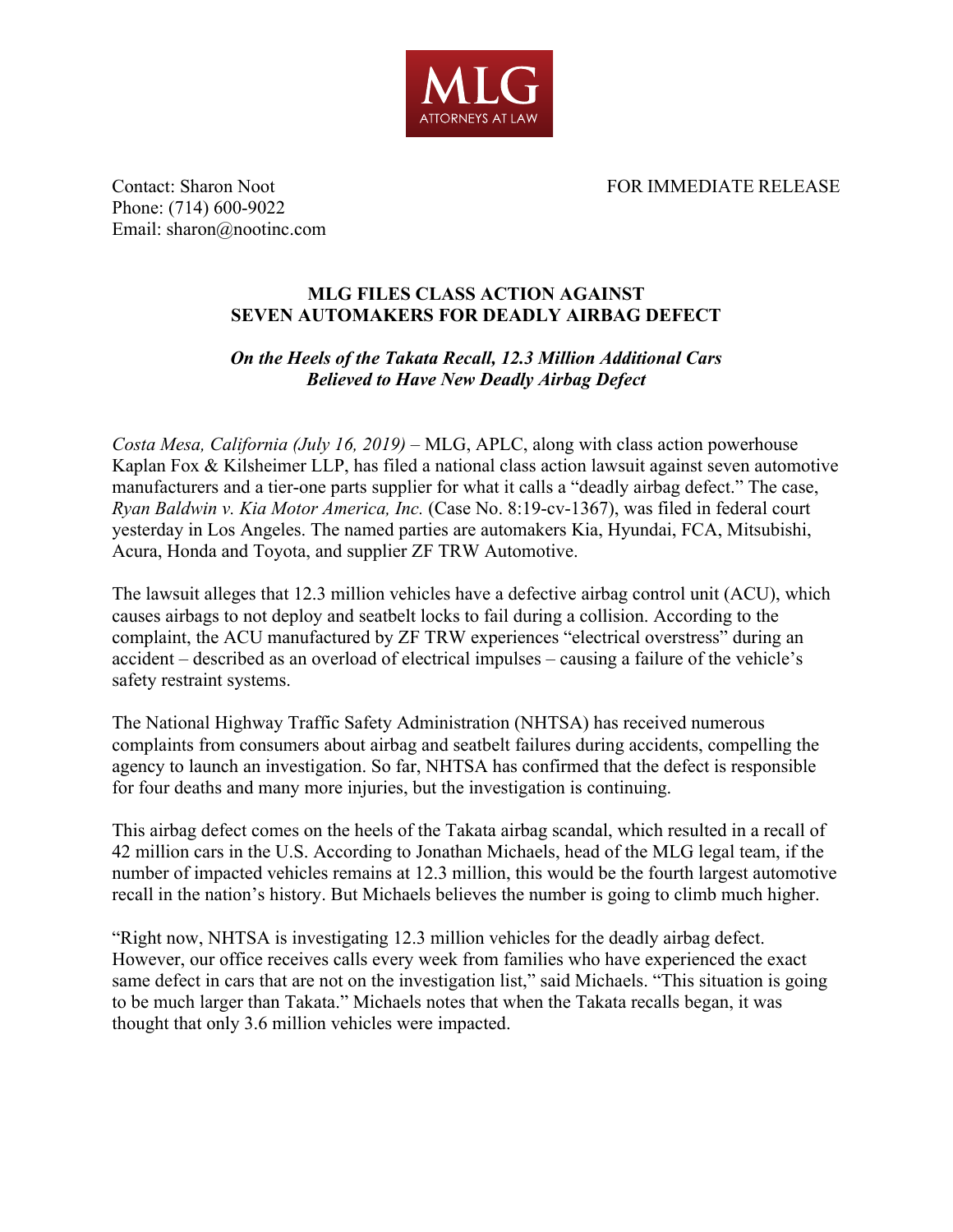MLG
ATTORNEYS AT LAW

Contact: Sharon Noot
Phone: (714) 600-9022
Email: sharon@nootinc.com

FOR IMMEDIATE RELEASE

## MLG FILES CLASS ACTION AGAINST SEVEN AUTOMAKERS FOR DEADLY AIRBAG DEFECT

***On the Heels of the Takata Recall, 12.3 Million Additional Cars Believed to Have New Deadly Airbag Defect***

*Costa Mesa, California (July 16, 2019)* – MLG, APLC, along with class action powerhouse Kaplan Fox & Kilsheimer LLP, has filed a national class action lawsuit against seven automotive manufacturers and a tier-one parts supplier for what it calls a "deadly airbag defect." The case, *Ryan Baldwin v. Kia Motor America, Inc.* (Case No. 8:19-cv-1367), was filed in federal court yesterday in Los Angeles. The named parties are automakers Kia, Hyundai, FCA, Mitsubishi, Acura, Honda and Toyota, and supplier ZF TRW Automotive.

The lawsuit alleges that 12.3 million vehicles have a defective airbag control unit (ACU), which causes airbags to not deploy and seatbelt locks to fail during a collision. According to the complaint, the ACU manufactured by ZF TRW experiences "electrical overstress" during an accident – described as an overload of electrical impulses – causing a failure of the vehicle's safety restraint systems.

The National Highway Traffic Safety Administration (NHTSA) has received numerous complaints from consumers about airbag and seatbelt failures during accidents, compelling the agency to launch an investigation. So far, NHTSA has confirmed that the defect is responsible for four deaths and many more injuries, but the investigation is continuing.

This airbag defect comes on the heels of the Takata airbag scandal, which resulted in a recall of 42 million cars in the U.S. According to Jonathan Michaels, head of the MLG legal team, if the number of impacted vehicles remains at 12.3 million, this would be the fourth largest automotive recall in the nation's history. But Michaels believes the number is going to climb much higher.

"Right now, NHTSA is investigating 12.3 million vehicles for the deadly airbag defect. However, our office receives calls every week from families who have experienced the exact same defect in cars that are not on the investigation list," said Michaels. "This situation is going to be much larger than Takata." Michaels notes that when the Takata recalls began, it was thought that only 3.6 million vehicles were impacted.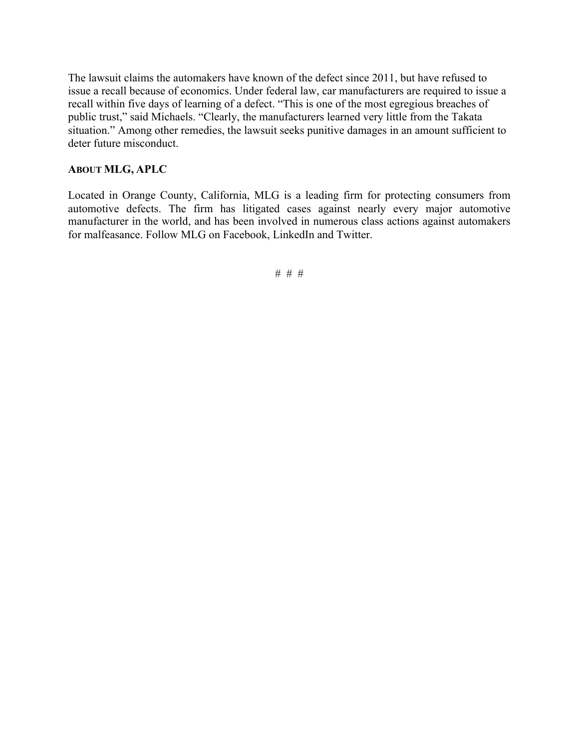The lawsuit claims the automakers have known of the defect since 2011, but have refused to issue a recall because of economics. Under federal law, car manufacturers are required to issue a recall within five days of learning of a defect. “This is one of the most egregious breaches of public trust,” said Michaels. “Clearly, the manufacturers learned very little from the Takata situation.” Among other remedies, the lawsuit seeks punitive damages in an amount sufficient to deter future misconduct.

**ABOUT MLG, APLC**

Located in Orange County, California, MLG is a leading firm for protecting consumers from automotive defects. The firm has litigated cases against nearly every major automotive manufacturer in the world, and has been involved in numerous class actions against automakers for malfeasance. Follow MLG on Facebook, LinkedIn and Twitter.

# # #